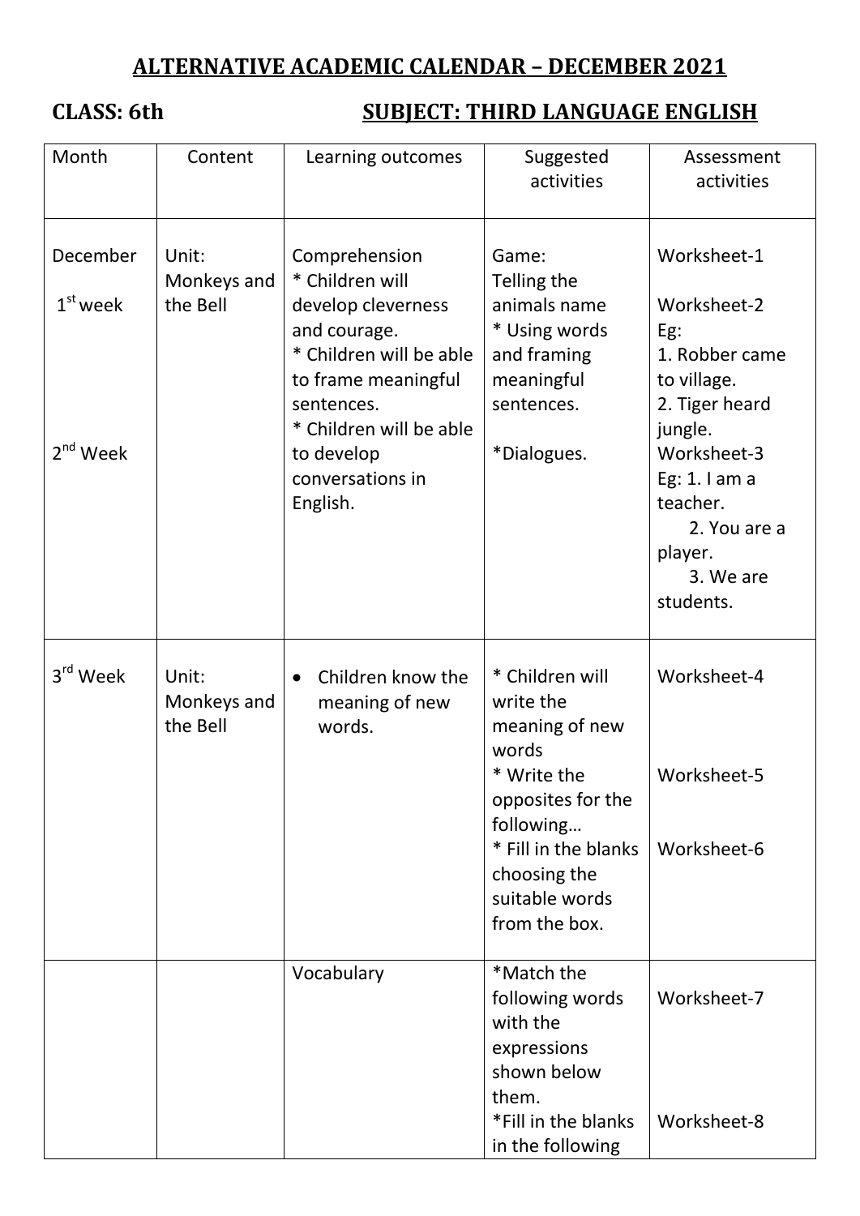# ALTERNATIVE ACADEMIC CALENDAR – DECEMBER 2021

**CLASS: 6th** **SUBJECT: THIRD LANGUAGE ENGLISH**

| Month | Content | Learning outcomes | Suggested activities | Assessment activities |
|---|---|---|---|---|
| December<br>1st week<br><br>2nd Week | Unit: Monkeys and the Bell | Comprehension<br>* Children will develop cleverness and courage.<br>* Children will be able to frame meaningful sentences.<br>* Children will be able to develop conversations in English. | Game: Telling the animals name<br>* Using words and framing meaningful sentences.<br><br>*Dialogues. | Worksheet-1<br><br>Worksheet-2<br>Eg:<br>1. Robber came to village.<br>2. Tiger heard jungle.<br>Worksheet-3<br>Eg: 1. I am a teacher.<br>2. You are a player.<br>3. We are students. |
| 3rd Week | Unit: Monkeys and the Bell | • Children know the meaning of new words. | * Children will write the meaning of new words<br>* Write the opposites for the following…<br>* Fill in the blanks choosing the suitable words from the box. | Worksheet-4<br><br>Worksheet-5<br><br>Worksheet-6 |
| | | Vocabulary | *Match the following words with the expressions shown below them.<br>*Fill in the blanks in the following | Worksheet-7<br><br>Worksheet-8 |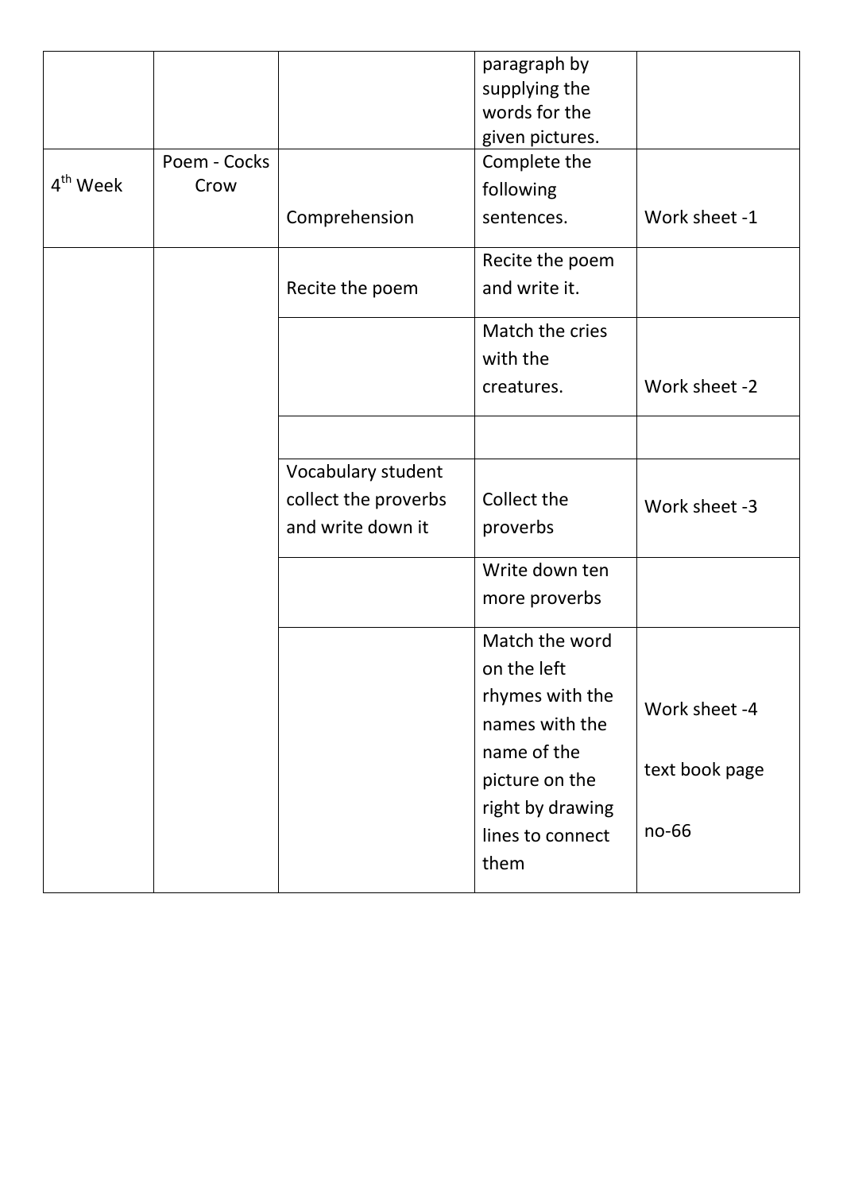| | | | paragraph by supplying the words for the given pictures. | |
|---|---|---|---|---|
| 4th Week | Poem - Cocks Crow | Comprehension | Complete the following sentences. | Work sheet -1 |
| | | Recite the poem | Recite the poem and write it. | |
| | | | Match the cries with the creatures. | Work sheet -2 |
| | | | | |
| | | Vocabulary student collect the proverbs and write down it | Collect the proverbs | Work sheet -3 |
| | | | Write down ten more proverbs | |
| | | | Match the word on the left rhymes with the names with the name of the picture on the right by drawing lines to connect them | Work sheet -4 text book page no-66 |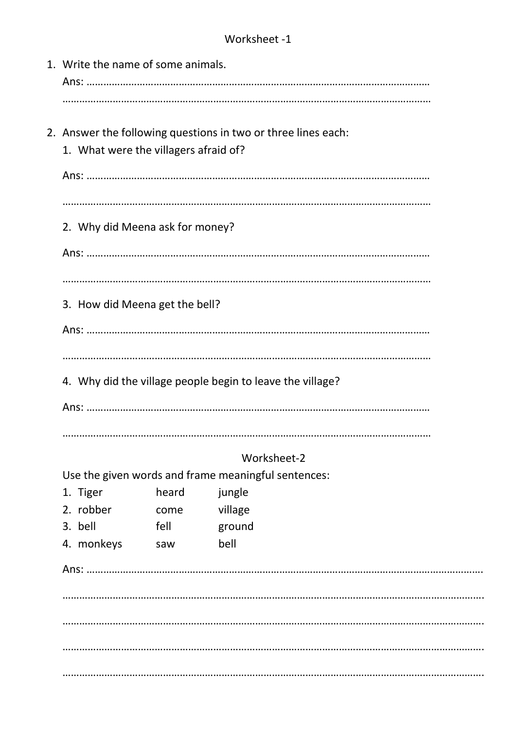## Worksheet -1

1. Write the name of some animals.

   Ans: ……………………………………………………………………………………………………………

   ……………………………………………………………………………………………………………………

2. Answer the following questions in two or three lines each:

   1. What were the villagers afraid of?

      Ans: ……………………………………………………………………………………………………………

      ……………………………………………………………………………………………………………………

   2. Why did Meena ask for money?

      Ans: ……………………………………………………………………………………………………………

      ……………………………………………………………………………………………………………………

   3. How did Meena get the bell?

      Ans: ……………………………………………………………………………………………………………

      ……………………………………………………………………………………………………………………

   4. Why did the village people begin to leave the village?

      Ans: ……………………………………………………………………………………………………………

      ……………………………………………………………………………………………………………………

## Worksheet-2

Use the given words and frame meaningful sentences:

| | | |
|---|---|---|
| 1. Tiger | heard | jungle |
| 2. robber | come | village |
| 3. bell | fell | ground |
| 4. monkeys | saw | bell |

Ans: …………………………………………………………………………………………………………………….

…………………………………………………………………………………………………………………………….

…………………………………………………………………………………………………………………………….

…………………………………………………………………………………………………………………………….

…………………………………………………………………………………………………………………………….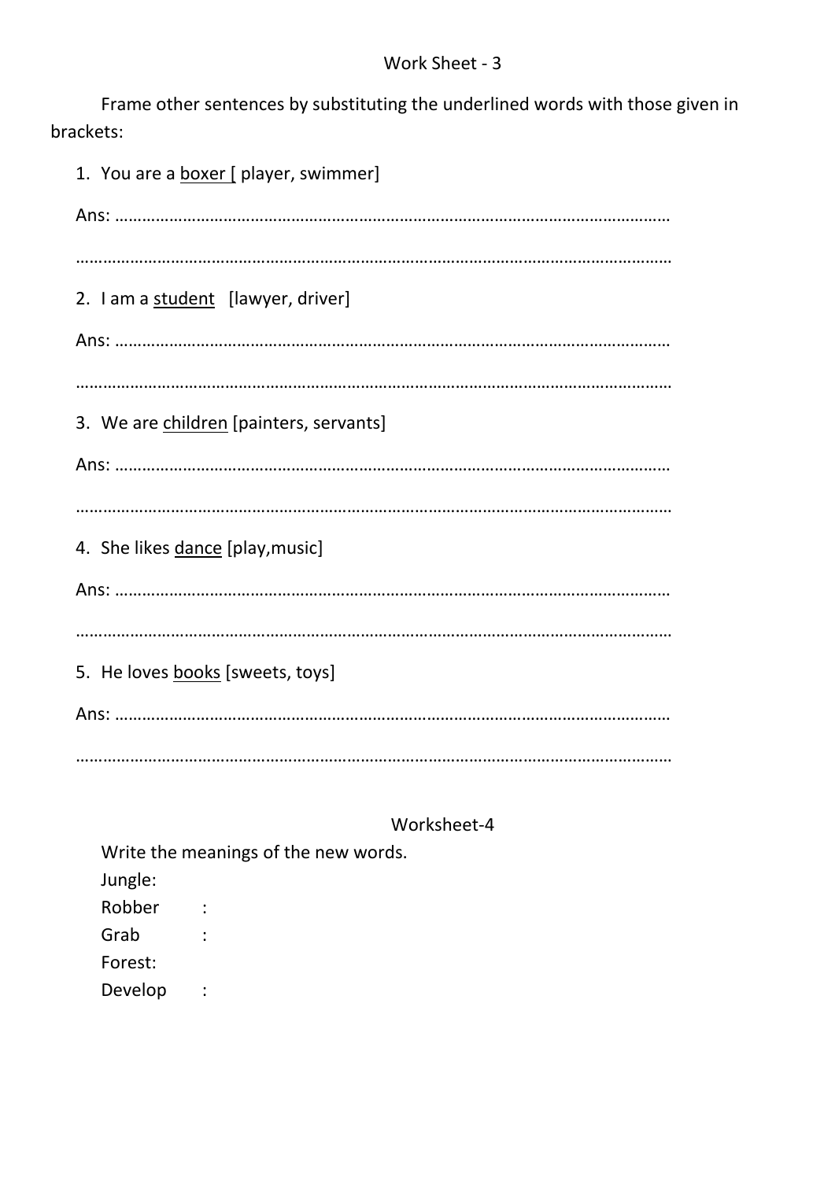## Work Sheet - 3

Frame other sentences by substituting the underlined words with those given in brackets:

1. You are a <u>boxer</u> [ player, swimmer]

   Ans: ……………………………………………………………………………………………………

   ……………………………………………………………………………………………………………

2. I am a <u>student</u> [lawyer, driver]

   Ans: ……………………………………………………………………………………………………

   ……………………………………………………………………………………………………………

3. We are <u>children</u> [painters, servants]

   Ans: ……………………………………………………………………………………………………

   ……………………………………………………………………………………………………………

4. She likes <u>dance</u> [play,music]

   Ans: ……………………………………………………………………………………………………

   ……………………………………………………………………………………………………………

5. He loves <u>books</u> [sweets, toys]

   Ans: ……………………………………………………………………………………………………

   ……………………………………………………………………………………………………………

## Worksheet-4

Write the meanings of the new words.

Jungle:

Robber :

Grab :

Forest:

Develop :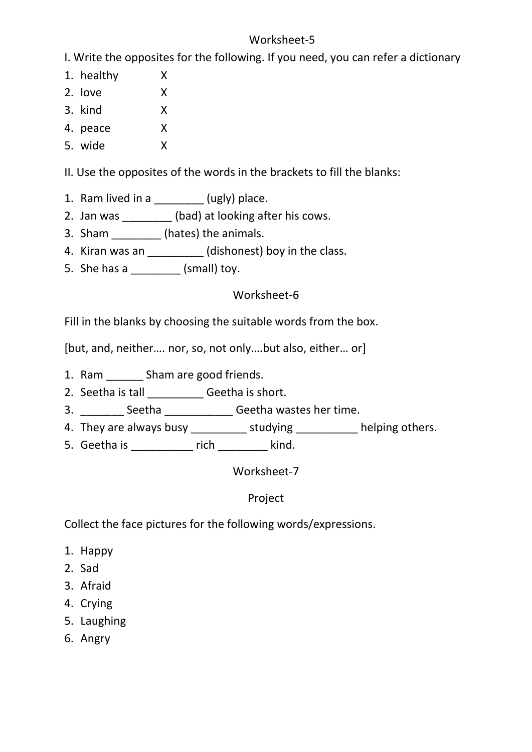## Worksheet-5

I. Write the opposites for the following. If you need, you can refer a dictionary

1. healthy X
2. love X
3. kind X
4. peace X
5. wide X

II. Use the opposites of the words in the brackets to fill the blanks:

1. Ram lived in a ________ (ugly) place.
2. Jan was ________ (bad) at looking after his cows.
3. Sham ________ (hates) the animals.
4. Kiran was an _________ (dishonest) boy in the class.
5. She has a ________ (small) toy.

## Worksheet-6

Fill in the blanks by choosing the suitable words from the box.

[but, and, neither…. nor, so, not only….but also, either… or]

1. Ram ______ Sham are good friends.
2. Seetha is tall _________ Geetha is short.
3. _______ Seetha ___________ Geetha wastes her time.
4. They are always busy _________ studying __________ helping others.
5. Geetha is __________ rich ________ kind.

## Worksheet-7

### Project

Collect the face pictures for the following words/expressions.

1. Happy
2. Sad
3. Afraid
4. Crying
5. Laughing
6. Angry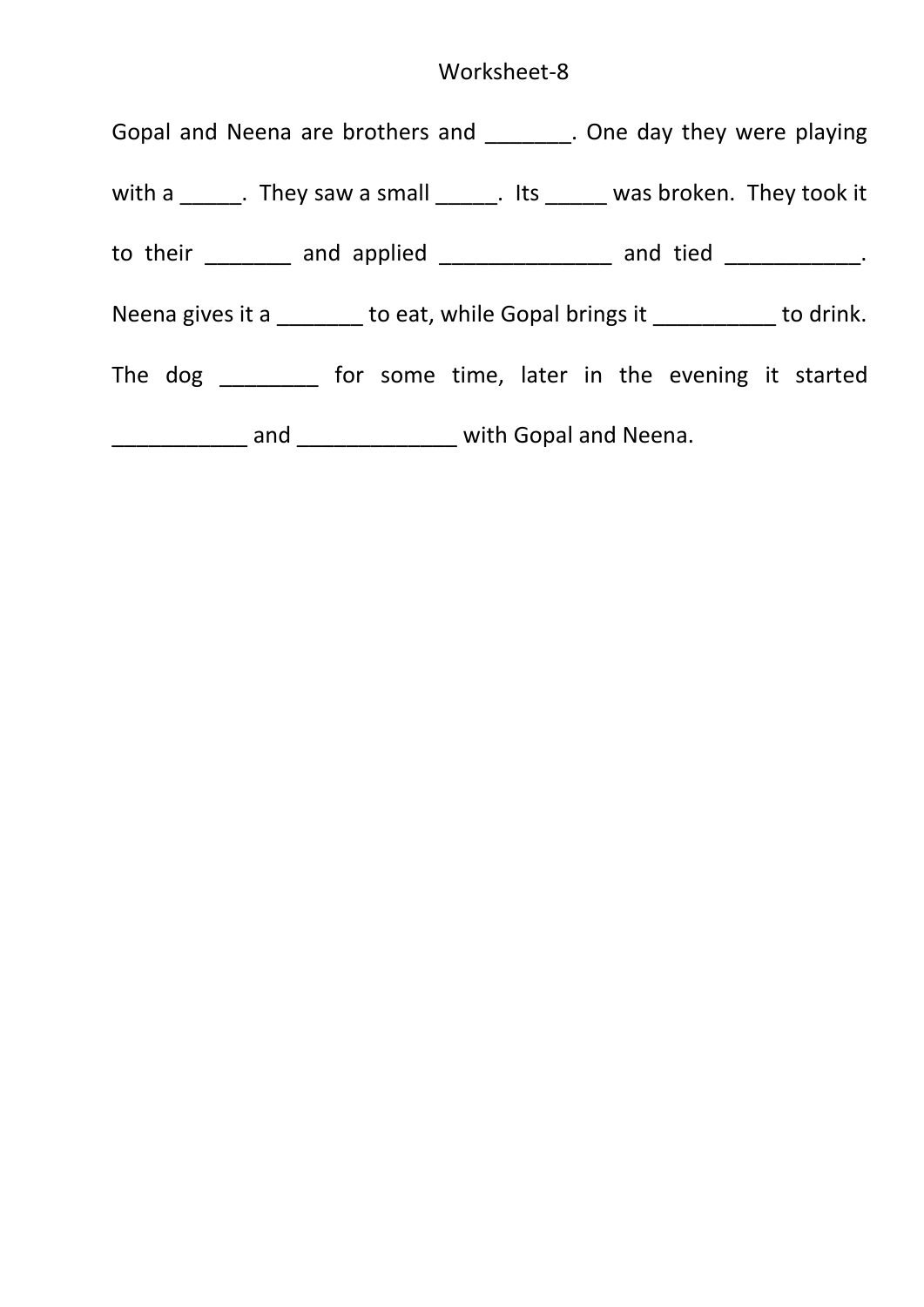Worksheet-8

Gopal and Neena are brothers and _______. One day they were playing with a _____. They saw a small _____. Its _____ was broken. They took it to their _______ and applied ______________ and tied ___________. Neena gives it a _______ to eat, while Gopal brings it __________ to drink. The dog ________ for some time, later in the evening it started ___________ and _____________ with Gopal and Neena.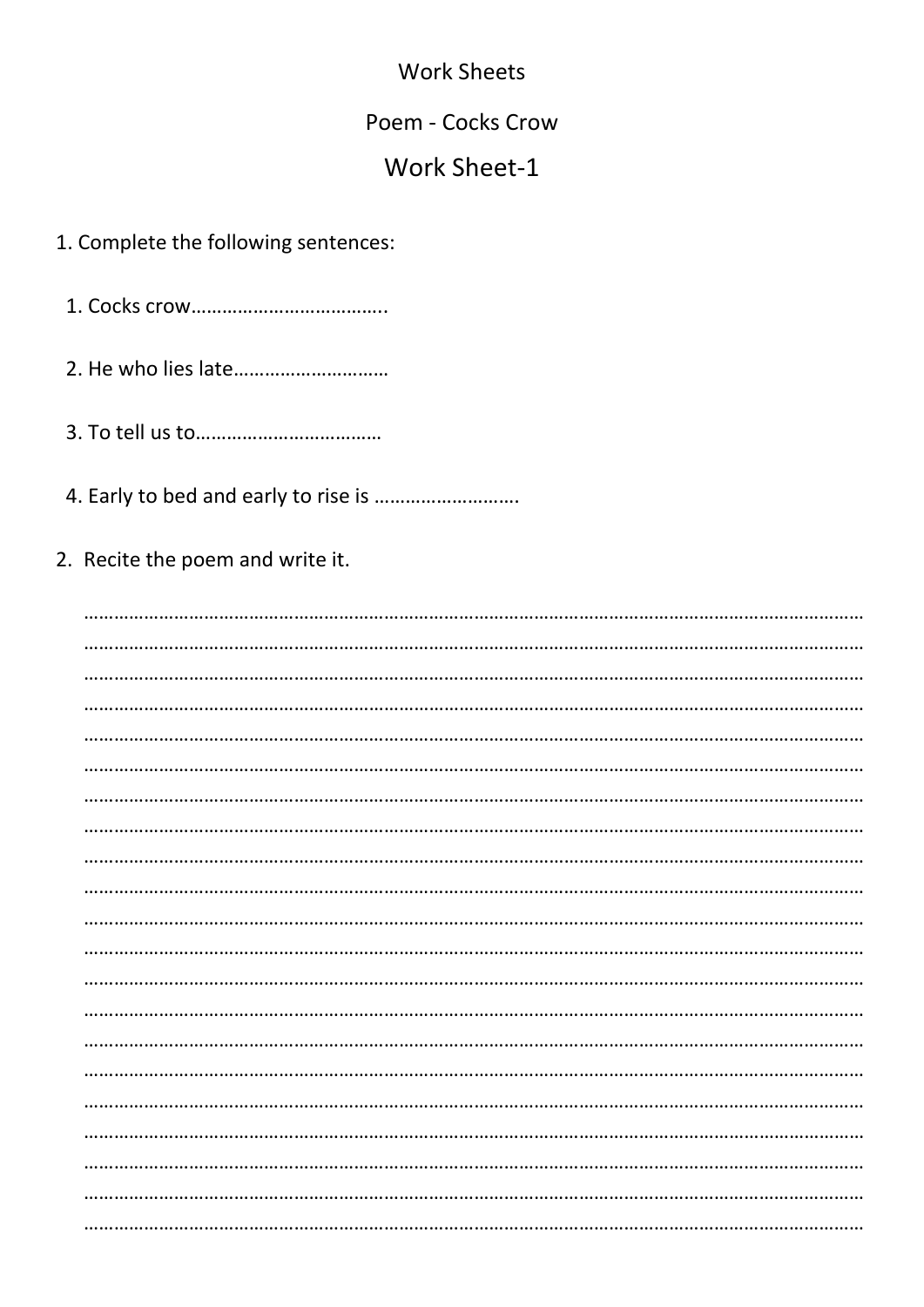Work Sheets

Poem - Cocks Crow

## Work Sheet-1

1. Complete the following sentences:

   1. Cocks crow……………………………….

   2. He who lies late…………………………

   3. To tell us to………………………………

   4. Early to bed and early to rise is ……………………….

2. Recite the poem and write it.

………………………………………………………………………………………………………………………………………
………………………………………………………………………………………………………………………………………
………………………………………………………………………………………………………………………………………
………………………………………………………………………………………………………………………………………
………………………………………………………………………………………………………………………………………
………………………………………………………………………………………………………………………………………
………………………………………………………………………………………………………………………………………
………………………………………………………………………………………………………………………………………
………………………………………………………………………………………………………………………………………
………………………………………………………………………………………………………………………………………
………………………………………………………………………………………………………………………………………
………………………………………………………………………………………………………………………………………
………………………………………………………………………………………………………………………………………
………………………………………………………………………………………………………………………………………
………………………………………………………………………………………………………………………………………
………………………………………………………………………………………………………………………………………
………………………………………………………………………………………………………………………………………
………………………………………………………………………………………………………………………………………
………………………………………………………………………………………………………………………………………
………………………………………………………………………………………………………………………………………
………………………………………………………………………………………………………………………………………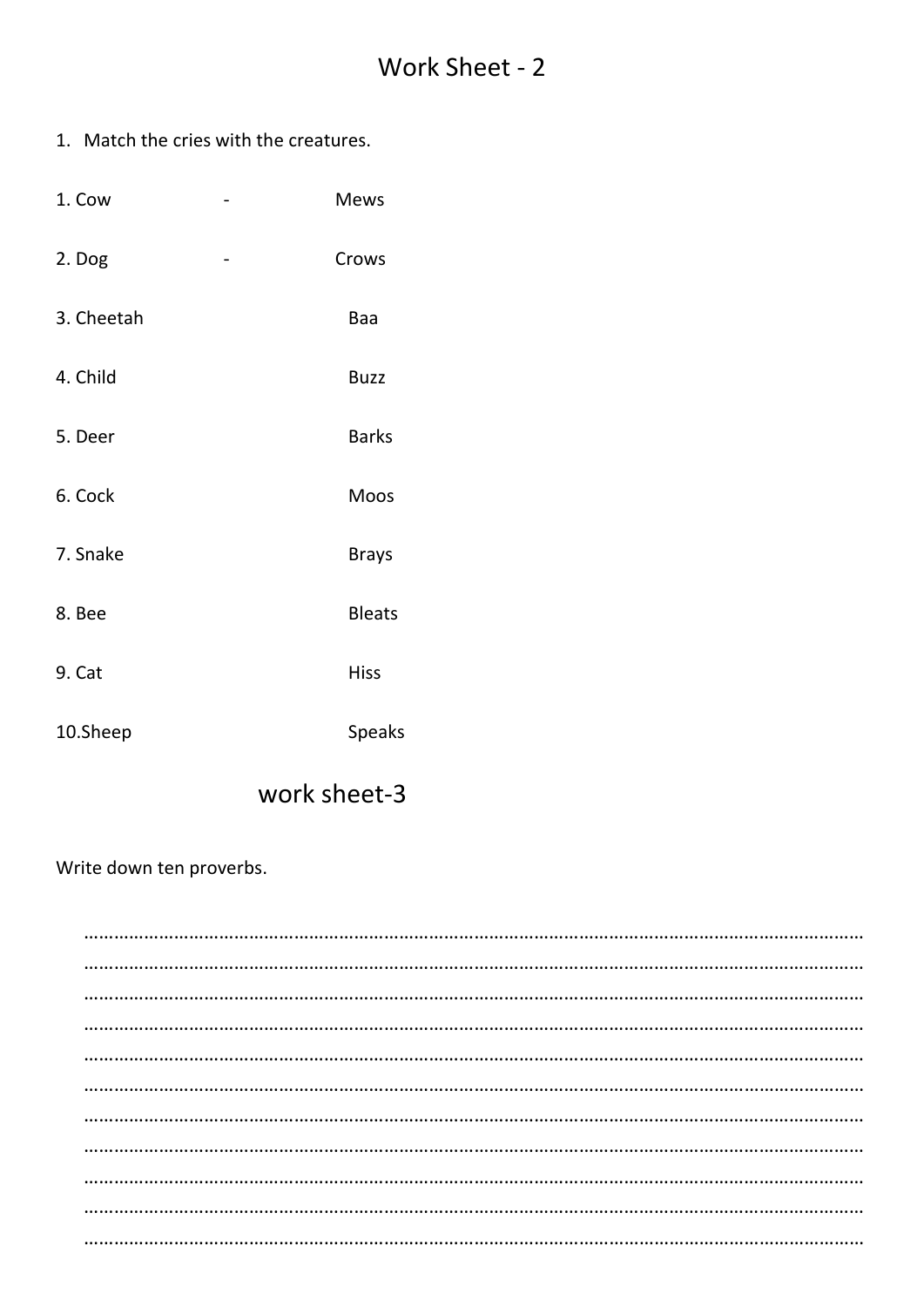# Work Sheet - 2

1. Match the cries with the creatures.

| | | |
|---|---|---|
| 1. Cow | - | Mews |
| 2. Dog | - | Crows |
| 3. Cheetah | | Baa |
| 4. Child | | Buzz |
| 5. Deer | | Barks |
| 6. Cock | | Moos |
| 7. Snake | | Brays |
| 8. Bee | | Bleats |
| 9. Cat | | Hiss |
| 10.Sheep | | Speaks |

## work sheet-3

Write down ten proverbs.

……………………………………………………………………………………………………………………………………
……………………………………………………………………………………………………………………………………
……………………………………………………………………………………………………………………………………
……………………………………………………………………………………………………………………………………
……………………………………………………………………………………………………………………………………
……………………………………………………………………………………………………………………………………
……………………………………………………………………………………………………………………………………
……………………………………………………………………………………………………………………………………
……………………………………………………………………………………………………………………………………
……………………………………………………………………………………………………………………………………
……………………………………………………………………………………………………………………………………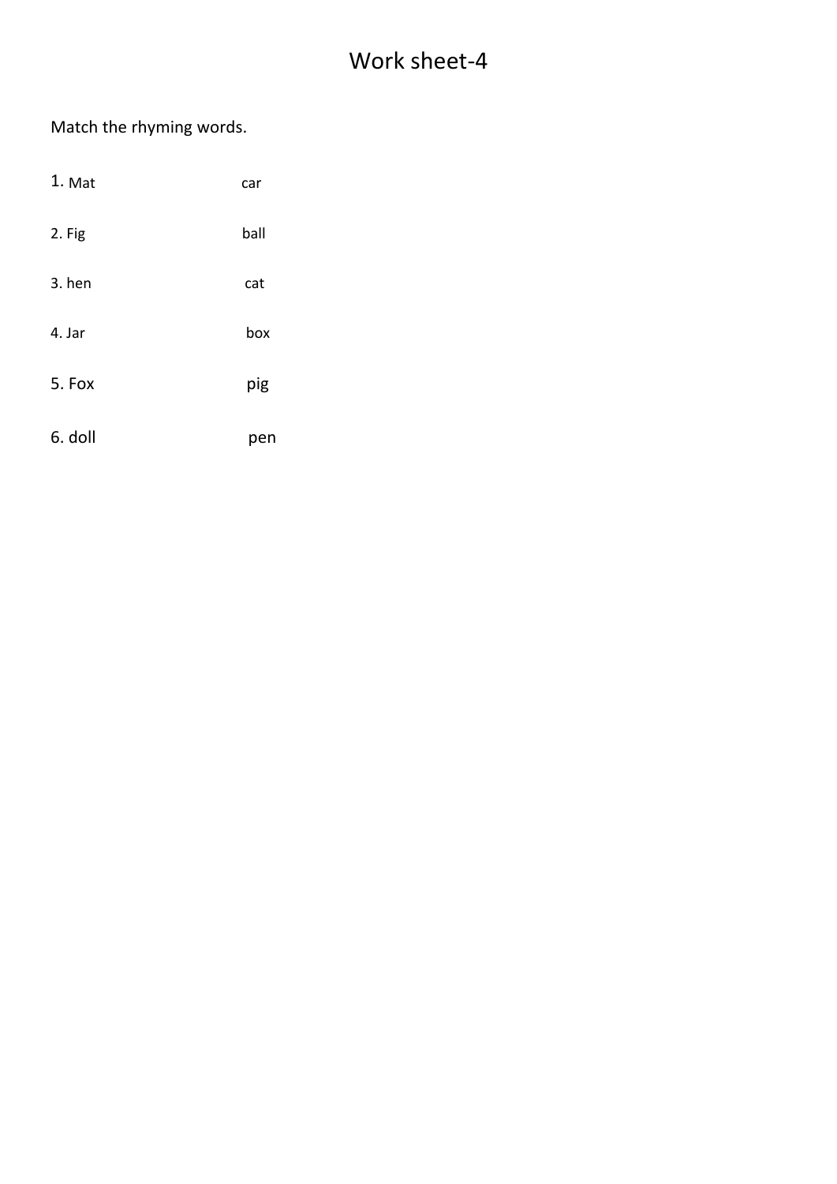# Work sheet-4

Match the rhyming words.

| | |
|---|---|
| 1. Mat | car |
| 2. Fig | ball |
| 3. hen | cat |
| 4. Jar | box |
| 5. Fox | pig |
| 6. doll | pen |